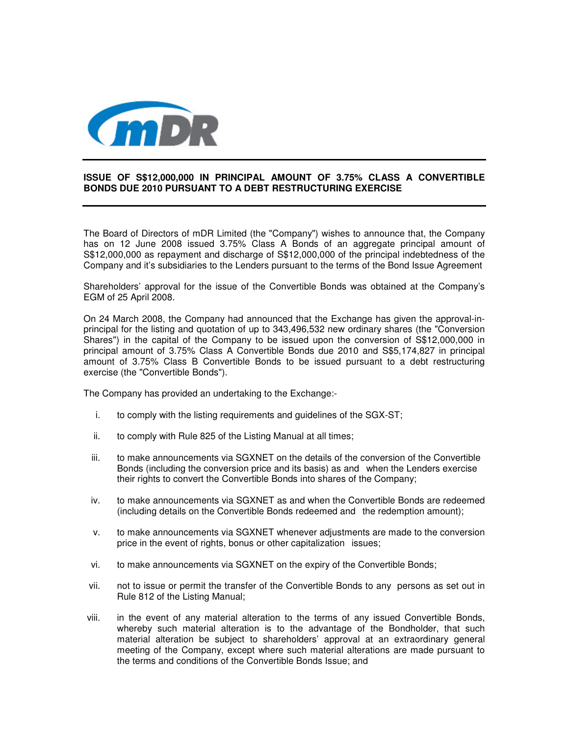**ISSUE OF S$12,000,000 IN PRINCIPAL AMOUNT OF 3.75% CLASS A CONVERTIBLE BONDS DUE 2010 PURSUANT TO A DEBT RESTRUCTURING EXERCISE**

The Board of Directors of mDR Limited (the "Company") wishes to announce that, the Company has on 12 June 2008 issued 3.75% Class A Bonds of an aggregate principal amount of S$12,000,000 as repayment and discharge of S$12,000,000 of the principal indebtedness of the Company and it's subsidiaries to the Lenders pursuant to the terms of the Bond Issue Agreement

Shareholders' approval for the issue of the Convertible Bonds was obtained at the Company's EGM of 25 April 2008.

On 24 March 2008, the Company had announced that the Exchange has given the approval-in-principal for the listing and quotation of up to 343,496,532 new ordinary shares (the "Conversion Shares") in the capital of the Company to be issued upon the conversion of S$12,000,000 in principal amount of 3.75% Class A Convertible Bonds due 2010 and S$5,174,827 in principal amount of 3.75% Class B Convertible Bonds to be issued pursuant to a debt restructuring exercise (the "Convertible Bonds").

The Company has provided an undertaking to the Exchange:-

i. to comply with the listing requirements and guidelines of the SGX-ST;

ii. to comply with Rule 825 of the Listing Manual at all times;

iii. to make announcements via SGXNET on the details of the conversion of the Convertible Bonds (including the conversion price and its basis) as and when the Lenders exercise their rights to convert the Convertible Bonds into shares of the Company;

iv. to make announcements via SGXNET as and when the Convertible Bonds are redeemed (including details on the Convertible Bonds redeemed and the redemption amount);

v. to make announcements via SGXNET whenever adjustments are made to the conversion price in the event of rights, bonus or other capitalization issues;

vi. to make announcements via SGXNET on the expiry of the Convertible Bonds;

vii. not to issue or permit the transfer of the Convertible Bonds to any persons as set out in Rule 812 of the Listing Manual;

viii. in the event of any material alteration to the terms of any issued Convertible Bonds, whereby such material alteration is to the advantage of the Bondholder, that such material alteration be subject to shareholders' approval at an extraordinary general meeting of the Company, except where such material alterations are made pursuant to the terms and conditions of the Convertible Bonds Issue; and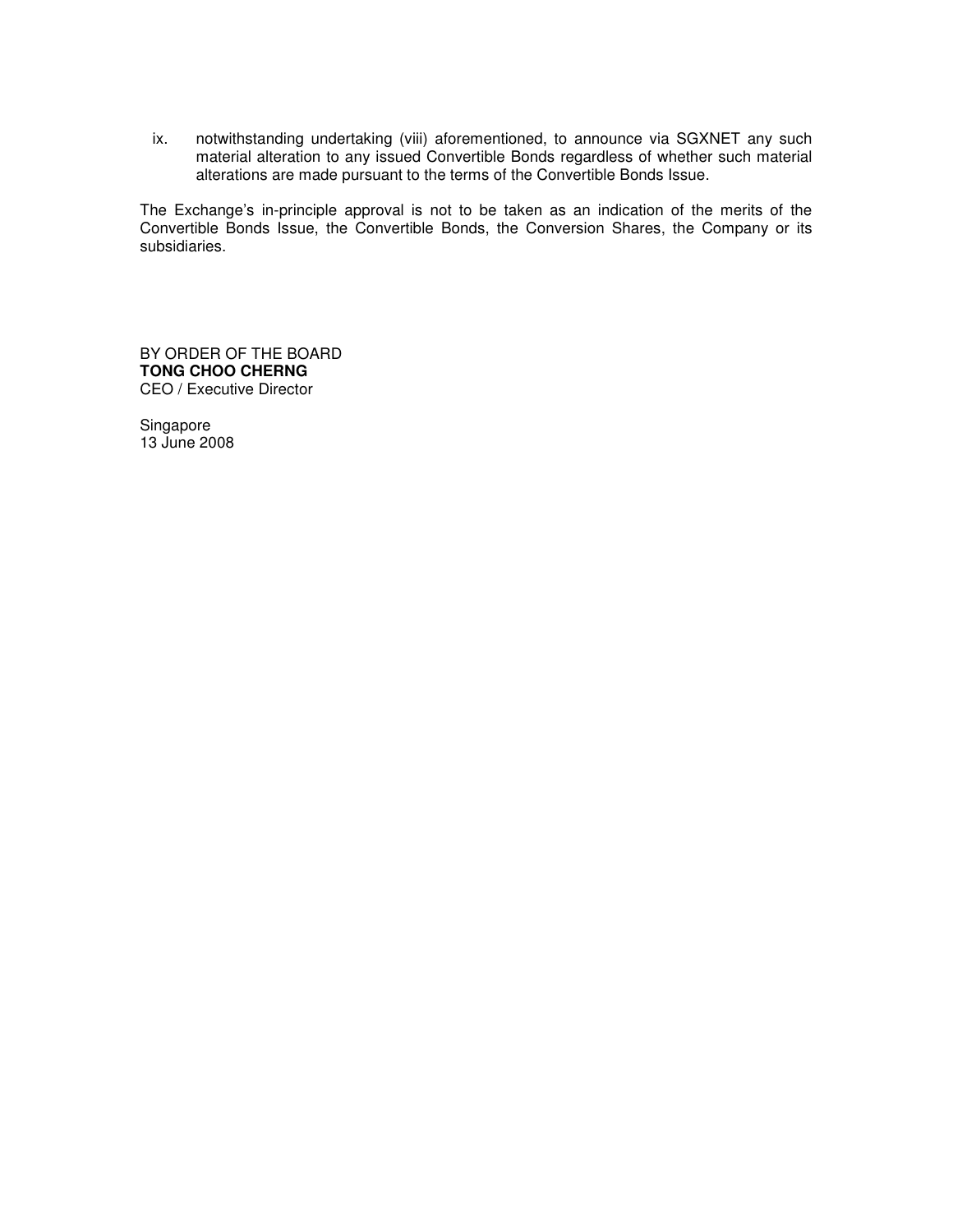ix. notwithstanding undertaking (viii) aforementioned, to announce via SGXNET any such material alteration to any issued Convertible Bonds regardless of whether such material alterations are made pursuant to the terms of the Convertible Bonds Issue.

The Exchange's in-principle approval is not to be taken as an indication of the merits of the Convertible Bonds Issue, the Convertible Bonds, the Conversion Shares, the Company or its subsidiaries.

BY ORDER OF THE BOARD
**TONG CHOO CHERNG**
CEO / Executive Director

Singapore
13 June 2008